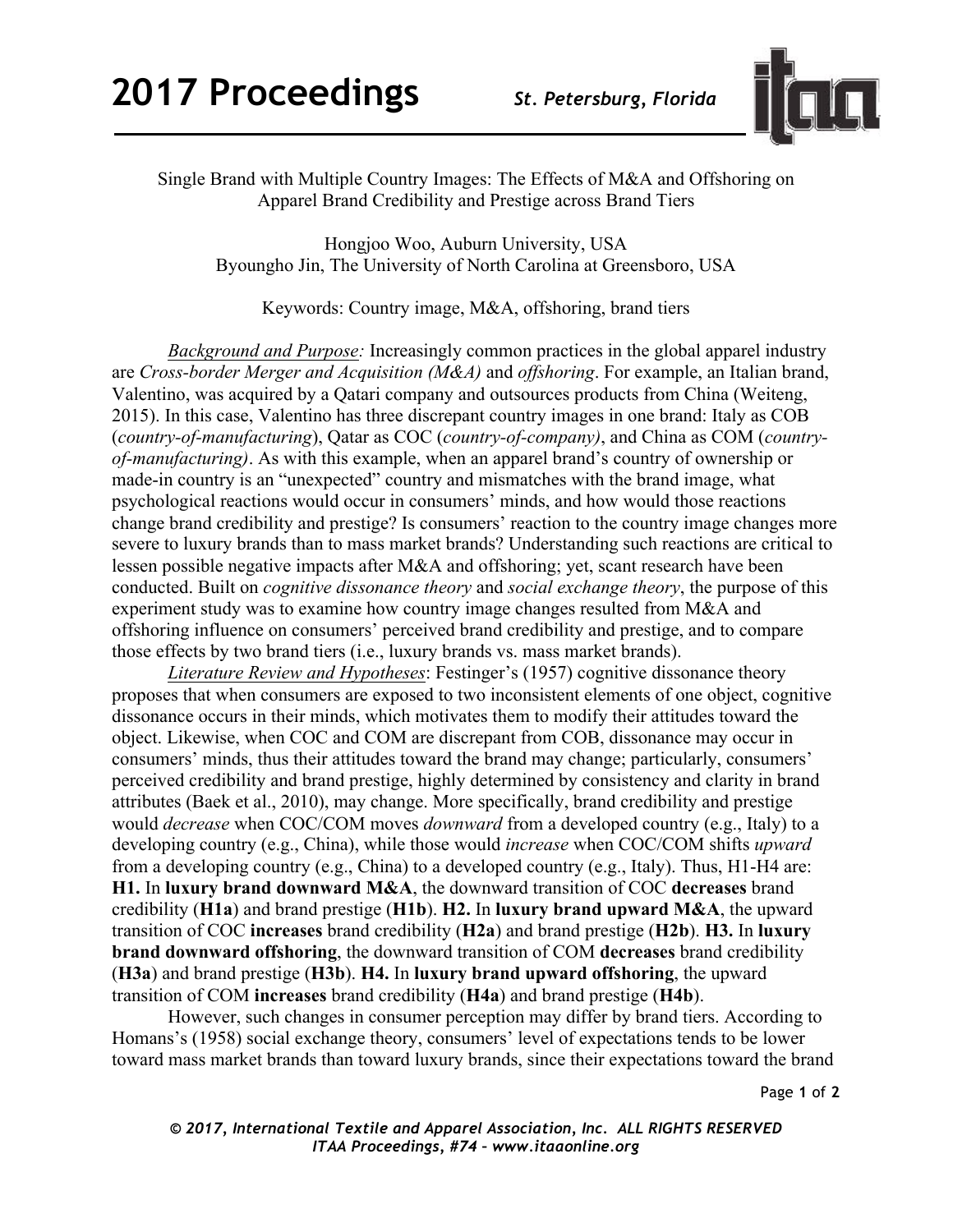Single Brand with Multiple Country Images: The Effects of M&A and Offshoring on Apparel Brand Credibility and Prestige across Brand Tiers

Hongjoo Woo, Auburn University, USA
Byoungho Jin, The University of North Carolina at Greensboro, USA

Keywords: Country image, M&A, offshoring, brand tiers

<u>*Background and Purpose:*</u> Increasingly common practices in the global apparel industry are *Cross-border Merger and Acquisition (M&A)* and *offshoring*. For example, an Italian brand, Valentino, was acquired by a Qatari company and outsources products from China (Weiteng, 2015). In this case, Valentino has three discrepant country images in one brand: Italy as COB (*country-of-manufacturing*), Qatar as COC (*country-of-company)*, and China as COM (*country-of-manufacturing)*. As with this example, when an apparel brand's country of ownership or made-in country is an "unexpected" country and mismatches with the brand image, what psychological reactions would occur in consumers' minds, and how would those reactions change brand credibility and prestige? Is consumers' reaction to the country image changes more severe to luxury brands than to mass market brands? Understanding such reactions are critical to lessen possible negative impacts after M&A and offshoring; yet, scant research have been conducted. Built on *cognitive dissonance theory* and *social exchange theory*, the purpose of this experiment study was to examine how country image changes resulted from M&A and offshoring influence on consumers' perceived brand credibility and prestige, and to compare those effects by two brand tiers (i.e., luxury brands vs. mass market brands).

<u>*Literature Review and Hypotheses*</u>: Festinger's (1957) cognitive dissonance theory proposes that when consumers are exposed to two inconsistent elements of one object, cognitive dissonance occurs in their minds, which motivates them to modify their attitudes toward the object. Likewise, when COC and COM are discrepant from COB, dissonance may occur in consumers' minds, thus their attitudes toward the brand may change; particularly, consumers' perceived credibility and brand prestige, highly determined by consistency and clarity in brand attributes (Baek et al., 2010), may change. More specifically, brand credibility and prestige would *decrease* when COC/COM moves *downward* from a developed country (e.g., Italy) to a developing country (e.g., China), while those would *increase* when COC/COM shifts *upward* from a developing country (e.g., China) to a developed country (e.g., Italy). Thus, H1-H4 are: **H1.** In **luxury brand downward M&A**, the downward transition of COC **decreases** brand credibility (**H1a**) and brand prestige (**H1b**). **H2.** In **luxury brand upward M&A**, the upward transition of COC **increases** brand credibility (**H2a**) and brand prestige (**H2b**). **H3.** In **luxury brand downward offshoring**, the downward transition of COM **decreases** brand credibility (**H3a**) and brand prestige (**H3b**). **H4.** In **luxury brand upward offshoring**, the upward transition of COM **increases** brand credibility (**H4a**) and brand prestige (**H4b**).

However, such changes in consumer perception may differ by brand tiers. According to Homans's (1958) social exchange theory, consumers' level of expectations tends to be lower toward mass market brands than toward luxury brands, since their expectations toward the brand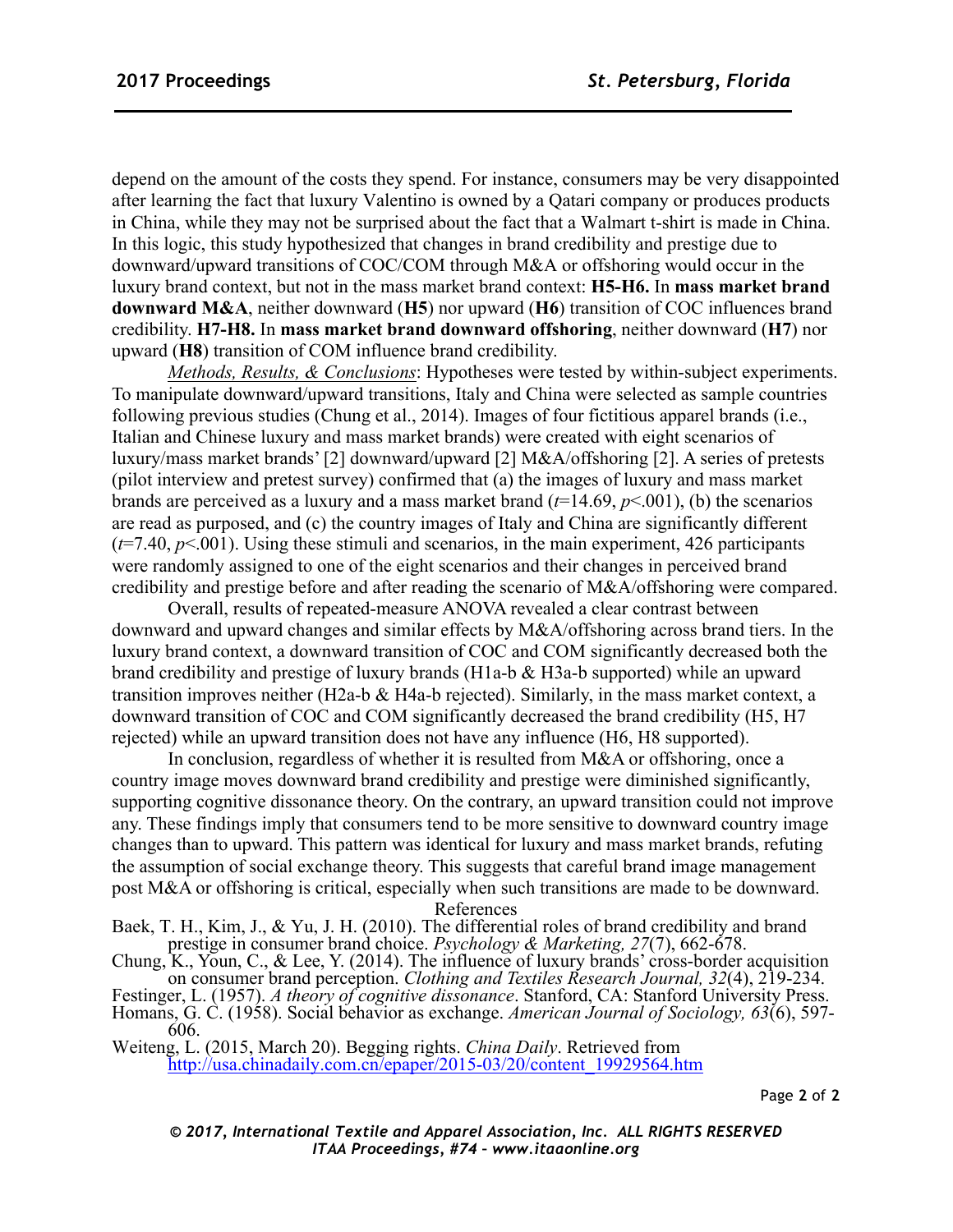depend on the amount of the costs they spend. For instance, consumers may be very disappointed after learning the fact that luxury Valentino is owned by a Qatari company or produces products in China, while they may not be surprised about the fact that a Walmart t-shirt is made in China. In this logic, this study hypothesized that changes in brand credibility and prestige due to downward/upward transitions of COC/COM through M&A or offshoring would occur in the luxury brand context, but not in the mass market brand context: **H5-H6.** In **mass market brand downward M&A**, neither downward (**H5**) nor upward (**H6**) transition of COC influences brand credibility. **H7-H8.** In **mass market brand downward offshoring**, neither downward (**H7**) nor upward (**H8**) transition of COM influence brand credibility.

*Methods, Results, & Conclusions*: Hypotheses were tested by within-subject experiments. To manipulate downward/upward transitions, Italy and China were selected as sample countries following previous studies (Chung et al., 2014). Images of four fictitious apparel brands (i.e., Italian and Chinese luxury and mass market brands) were created with eight scenarios of luxury/mass market brands' [2] downward/upward [2] M&A/offshoring [2]. A series of pretests (pilot interview and pretest survey) confirmed that (a) the images of luxury and mass market brands are perceived as a luxury and a mass market brand ($t$=14.69, $p$<.001), (b) the scenarios are read as purposed, and (c) the country images of Italy and China are significantly different ($t$=7.40, $p$<.001). Using these stimuli and scenarios, in the main experiment, 426 participants were randomly assigned to one of the eight scenarios and their changes in perceived brand credibility and prestige before and after reading the scenario of M&A/offshoring were compared.

Overall, results of repeated-measure ANOVA revealed a clear contrast between downward and upward changes and similar effects by M&A/offshoring across brand tiers. In the luxury brand context, a downward transition of COC and COM significantly decreased both the brand credibility and prestige of luxury brands (H1a-b & H3a-b supported) while an upward transition improves neither (H2a-b & H4a-b rejected). Similarly, in the mass market context, a downward transition of COC and COM significantly decreased the brand credibility (H5, H7 rejected) while an upward transition does not have any influence (H6, H8 supported).

In conclusion, regardless of whether it is resulted from M&A or offshoring, once a country image moves downward brand credibility and prestige were diminished significantly, supporting cognitive dissonance theory. On the contrary, an upward transition could not improve any. These findings imply that consumers tend to be more sensitive to downward country image changes than to upward. This pattern was identical for luxury and mass market brands, refuting the assumption of social exchange theory. This suggests that careful brand image management post M&A or offshoring is critical, especially when such transitions are made to be downward.

References

Baek, T. H., Kim, J., & Yu, J. H. (2010). The differential roles of brand credibility and brand prestige in consumer brand choice. *Psychology & Marketing, 27*(7), 662-678.

Chung, K., Youn, C., & Lee, Y. (2014). The influence of luxury brands' cross-border acquisition on consumer brand perception. *Clothing and Textiles Research Journal, 32*(4), 219-234.

Festinger, L. (1957). *A theory of cognitive dissonance*. Stanford, CA: Stanford University Press.

Homans, G. C. (1958). Social behavior as exchange. *American Journal of Sociology, 63*(6), 597-606.

Weiteng, L. (2015, March 20). Begging rights. *China Daily*. Retrieved from http://usa.chinadaily.com.cn/epaper/2015-03/20/content_19929564.htm